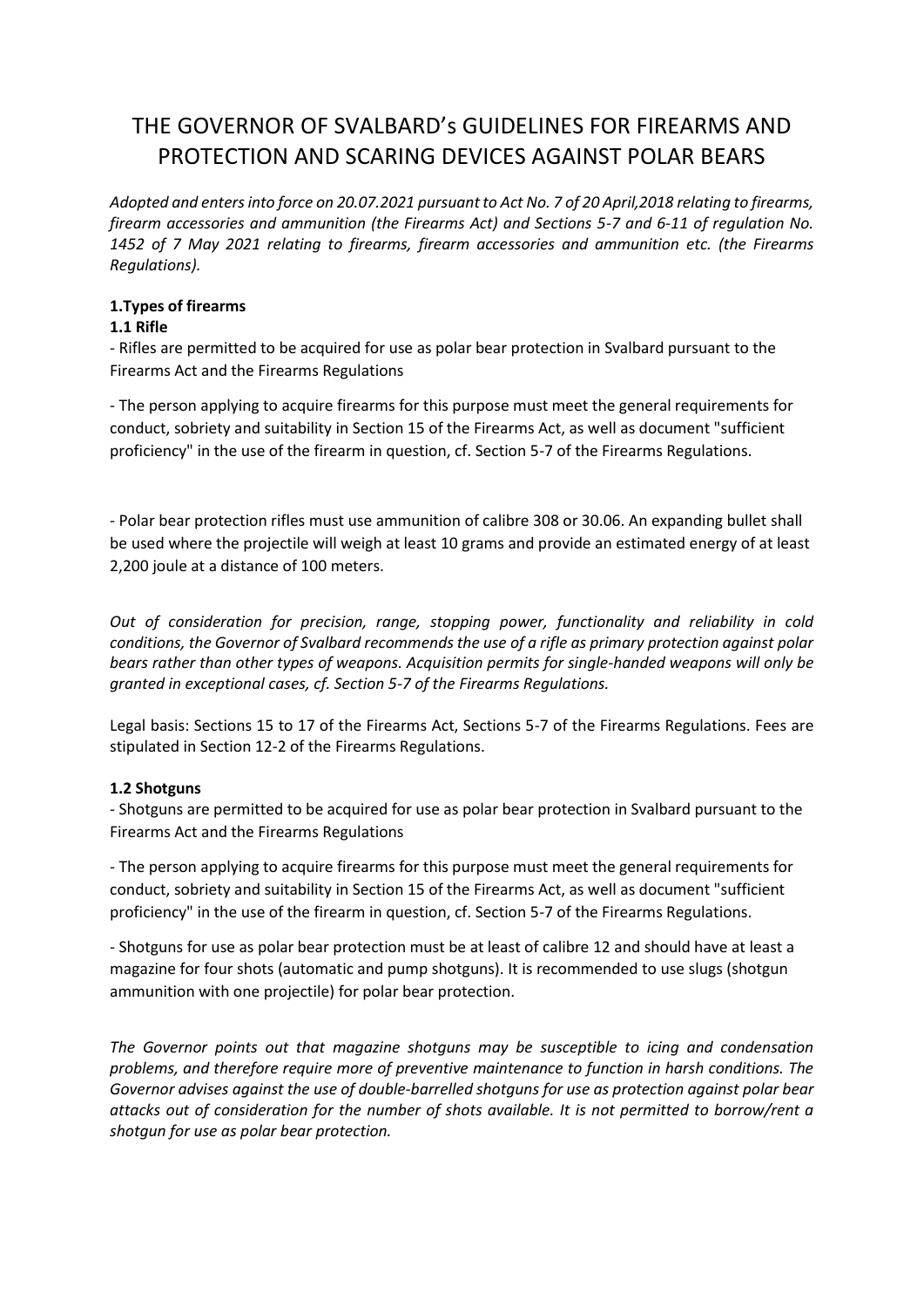# THE GOVERNOR OF SVALBARD's GUIDELINES FOR FIREARMS AND PROTECTION AND SCARING DEVICES AGAINST POLAR BEARS

*Adopted and enters into force on 20.07.2021 pursuant to Act No. 7 of 20 April,2018 relating to firearms, firearm accessories and ammunition (the Firearms Act) and Sections 5-7 and 6-11 of regulation No. 1452 of 7 May 2021 relating to firearms, firearm accessories and ammunition etc. (the Firearms Regulations).*

## 1.Types of firearms

### 1.1 Rifle

- Rifles are permitted to be acquired for use as polar bear protection in Svalbard pursuant to the Firearms Act and the Firearms Regulations

- The person applying to acquire firearms for this purpose must meet the general requirements for conduct, sobriety and suitability in Section 15 of the Firearms Act, as well as document "sufficient proficiency" in the use of the firearm in question, cf. Section 5-7 of the Firearms Regulations.

- Polar bear protection rifles must use ammunition of calibre 308 or 30.06. An expanding bullet shall be used where the projectile will weigh at least 10 grams and provide an estimated energy of at least 2,200 joule at a distance of 100 meters.

*Out of consideration for precision, range, stopping power, functionality and reliability in cold conditions, the Governor of Svalbard recommends the use of a rifle as primary protection against polar bears rather than other types of weapons. Acquisition permits for single-handed weapons will only be granted in exceptional cases, cf. Section 5-7 of the Firearms Regulations.*

Legal basis: Sections 15 to 17 of the Firearms Act, Sections 5-7 of the Firearms Regulations. Fees are stipulated in Section 12-2 of the Firearms Regulations.

### 1.2 Shotguns

- Shotguns are permitted to be acquired for use as polar bear protection in Svalbard pursuant to the Firearms Act and the Firearms Regulations

- The person applying to acquire firearms for this purpose must meet the general requirements for conduct, sobriety and suitability in Section 15 of the Firearms Act, as well as document "sufficient proficiency" in the use of the firearm in question, cf. Section 5-7 of the Firearms Regulations.

- Shotguns for use as polar bear protection must be at least of calibre 12 and should have at least a magazine for four shots (automatic and pump shotguns). It is recommended to use slugs (shotgun ammunition with one projectile) for polar bear protection.

*The Governor points out that magazine shotguns may be susceptible to icing and condensation problems, and therefore require more of preventive maintenance to function in harsh conditions. The Governor advises against the use of double-barrelled shotguns for use as protection against polar bear attacks out of consideration for the number of shots available. It is not permitted to borrow/rent a shotgun for use as polar bear protection.*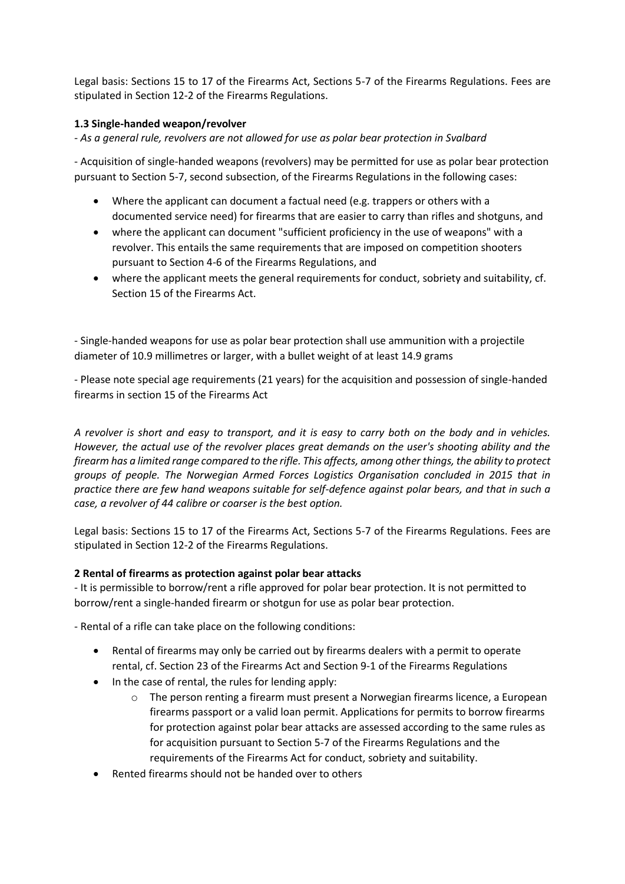Legal basis: Sections 15 to 17 of the Firearms Act, Sections 5-7 of the Firearms Regulations. Fees are stipulated in Section 12-2 of the Firearms Regulations.

### 1.3 Single-handed weapon/revolver

- *As a general rule, revolvers are not allowed for use as polar bear protection in Svalbard*

- Acquisition of single-handed weapons (revolvers) may be permitted for use as polar bear protection pursuant to Section 5-7, second subsection, of the Firearms Regulations in the following cases:

  - Where the applicant can document a factual need (e.g. trappers or others with a documented service need) for firearms that are easier to carry than rifles and shotguns, and
  - where the applicant can document "sufficient proficiency in the use of weapons" with a revolver. This entails the same requirements that are imposed on competition shooters pursuant to Section 4-6 of the Firearms Regulations, and
  - where the applicant meets the general requirements for conduct, sobriety and suitability, cf. Section 15 of the Firearms Act.

- Single-handed weapons for use as polar bear protection shall use ammunition with a projectile diameter of 10.9 millimetres or larger, with a bullet weight of at least 14.9 grams

- Please note special age requirements (21 years) for the acquisition and possession of single-handed firearms in section 15 of the Firearms Act

*A revolver is short and easy to transport, and it is easy to carry both on the body and in vehicles. However, the actual use of the revolver places great demands on the user's shooting ability and the firearm has a limited range compared to the rifle. This affects, among other things, the ability to protect groups of people. The Norwegian Armed Forces Logistics Organisation concluded in 2015 that in practice there are few hand weapons suitable for self-defence against polar bears, and that in such a case, a revolver of 44 calibre or coarser is the best option.*

Legal basis: Sections 15 to 17 of the Firearms Act, Sections 5-7 of the Firearms Regulations. Fees are stipulated in Section 12-2 of the Firearms Regulations.

## 2 Rental of firearms as protection against polar bear attacks

- It is permissible to borrow/rent a rifle approved for polar bear protection. It is not permitted to borrow/rent a single-handed firearm or shotgun for use as polar bear protection.

- Rental of a rifle can take place on the following conditions:

  - Rental of firearms may only be carried out by firearms dealers with a permit to operate rental, cf. Section 23 of the Firearms Act and Section 9-1 of the Firearms Regulations
  - In the case of rental, the rules for lending apply:
    - The person renting a firearm must present a Norwegian firearms licence, a European firearms passport or a valid loan permit. Applications for permits to borrow firearms for protection against polar bear attacks are assessed according to the same rules as for acquisition pursuant to Section 5-7 of the Firearms Regulations and the requirements of the Firearms Act for conduct, sobriety and suitability.
  - Rented firearms should not be handed over to others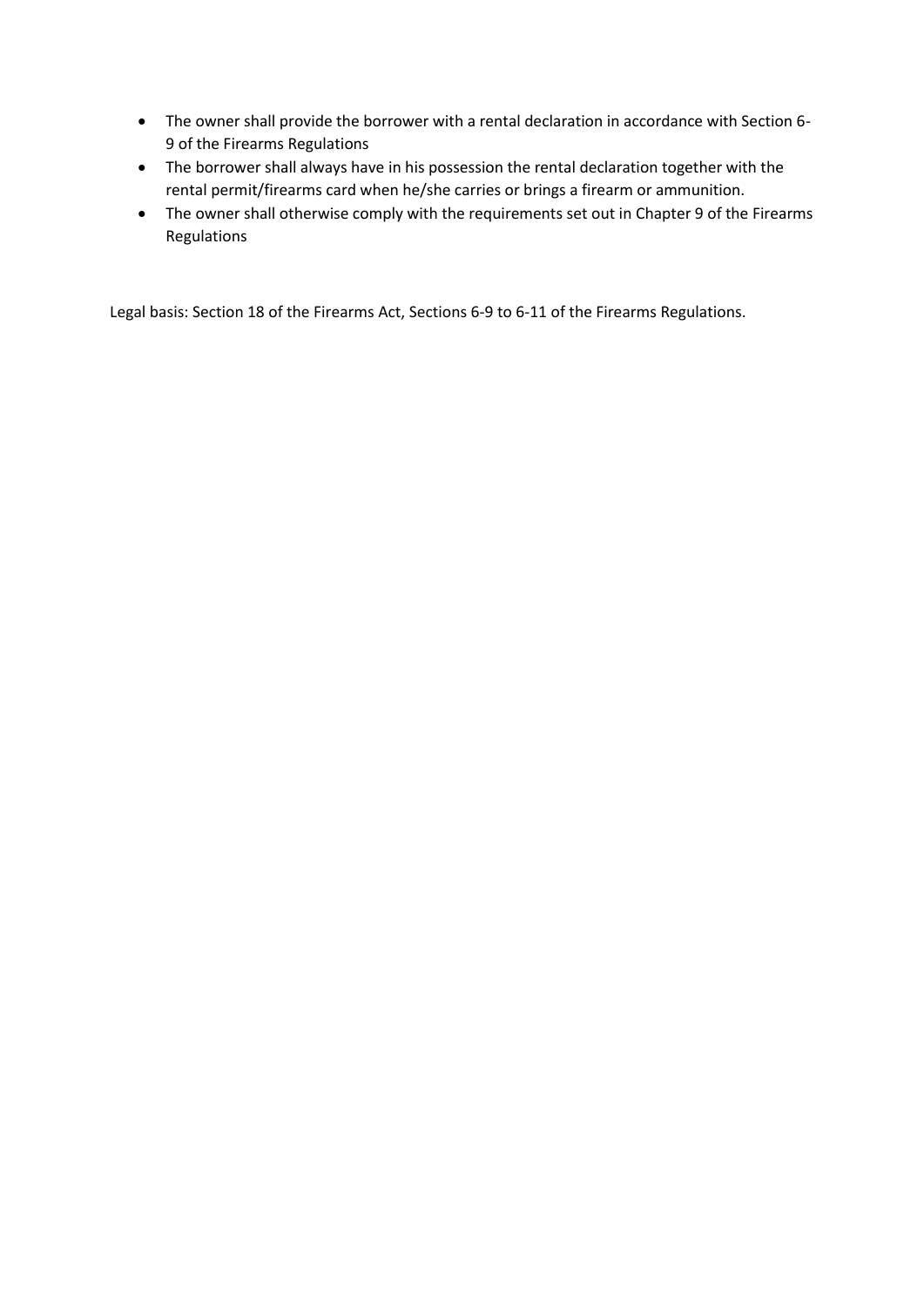- The owner shall provide the borrower with a rental declaration in accordance with Section 6-9 of the Firearms Regulations
- The borrower shall always have in his possession the rental declaration together with the rental permit/firearms card when he/she carries or brings a firearm or ammunition.
- The owner shall otherwise comply with the requirements set out in Chapter 9 of the Firearms Regulations

Legal basis: Section 18 of the Firearms Act, Sections 6-9 to 6-11 of the Firearms Regulations.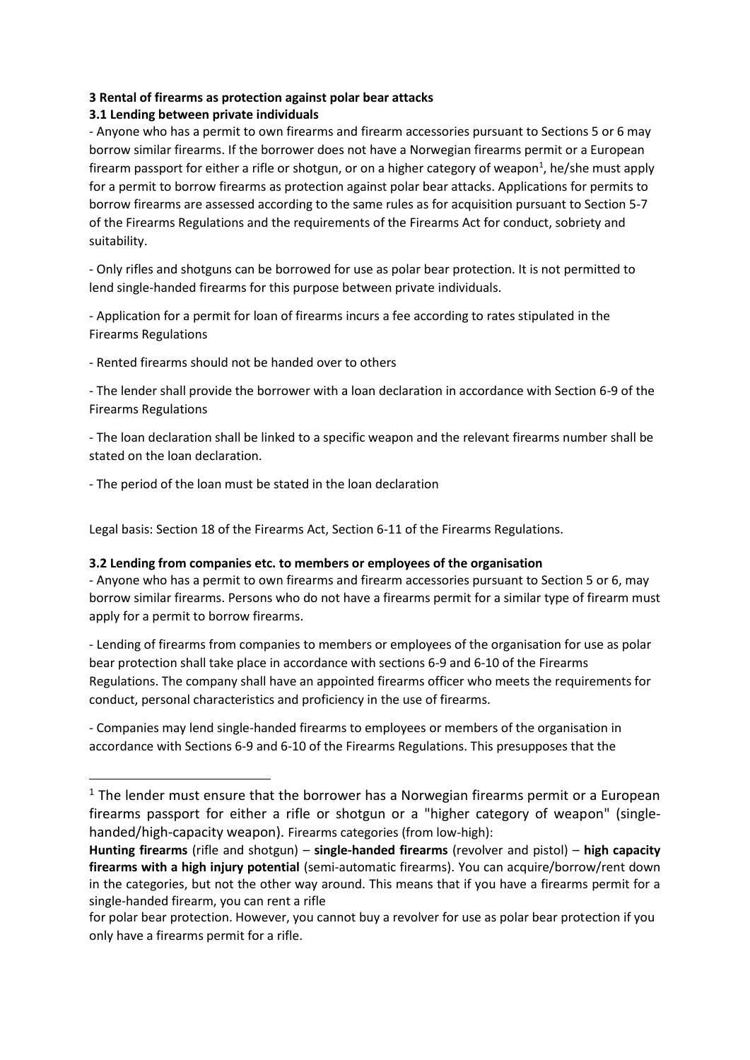### 3 Rental of firearms as protection against polar bear attacks

#### 3.1 Lending between private individuals

- Anyone who has a permit to own firearms and firearm accessories pursuant to Sections 5 or 6 may borrow similar firearms. If the borrower does not have a Norwegian firearms permit or a European firearm passport for either a rifle or shotgun, or on a higher category of weapon[1], he/she must apply for a permit to borrow firearms as protection against polar bear attacks. Applications for permits to borrow firearms are assessed according to the same rules as for acquisition pursuant to Section 5-7 of the Firearms Regulations and the requirements of the Firearms Act for conduct, sobriety and suitability.

- Only rifles and shotguns can be borrowed for use as polar bear protection. It is not permitted to lend single-handed firearms for this purpose between private individuals.

- Application for a permit for loan of firearms incurs a fee according to rates stipulated in the Firearms Regulations

- Rented firearms should not be handed over to others

- The lender shall provide the borrower with a loan declaration in accordance with Section 6-9 of the Firearms Regulations

- The loan declaration shall be linked to a specific weapon and the relevant firearms number shall be stated on the loan declaration.

- The period of the loan must be stated in the loan declaration

Legal basis: Section 18 of the Firearms Act, Section 6-11 of the Firearms Regulations.

#### 3.2 Lending from companies etc. to members or employees of the organisation

- Anyone who has a permit to own firearms and firearm accessories pursuant to Section 5 or 6, may borrow similar firearms. Persons who do not have a firearms permit for a similar type of firearm must apply for a permit to borrow firearms.

- Lending of firearms from companies to members or employees of the organisation for use as polar bear protection shall take place in accordance with sections 6-9 and 6-10 of the Firearms Regulations. The company shall have an appointed firearms officer who meets the requirements for conduct, personal characteristics and proficiency in the use of firearms.

- Companies may lend single-handed firearms to employees or members of the organisation in accordance with Sections 6-9 and 6-10 of the Firearms Regulations. This presupposes that the

---

[1] The lender must ensure that the borrower has a Norwegian firearms permit or a European firearms passport for either a rifle or shotgun or a "higher category of weapon" (single-handed/high-capacity weapon). Firearms categories (from low-high):
**Hunting firearms** (rifle and shotgun) – **single-handed firearms** (revolver and pistol) – **high capacity firearms with a high injury potential** (semi-automatic firearms). You can acquire/borrow/rent down in the categories, but not the other way around. This means that if you have a firearms permit for a single-handed firearm, you can rent a rifle
for polar bear protection. However, you cannot buy a revolver for use as polar bear protection if you only have a firearms permit for a rifle.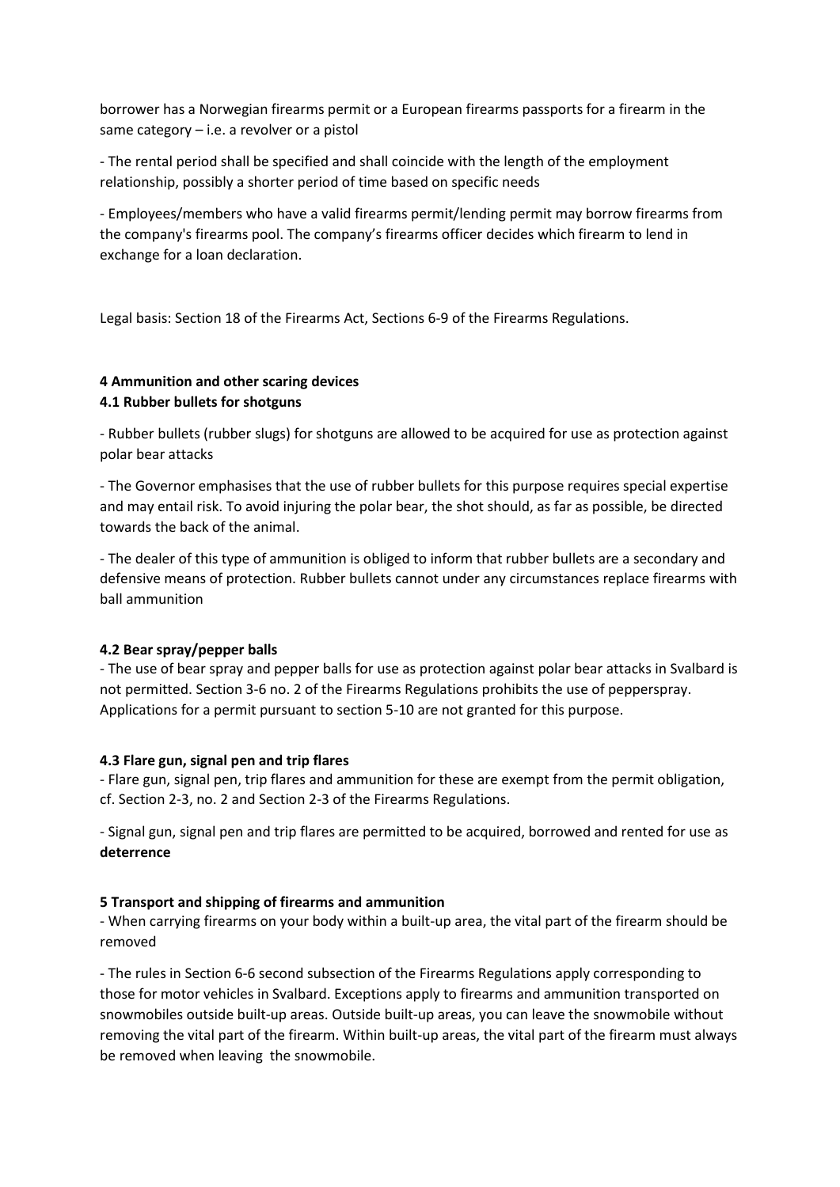borrower has a Norwegian firearms permit or a European firearms passports for a firearm in the same category – i.e. a revolver or a pistol

- The rental period shall be specified and shall coincide with the length of the employment relationship, possibly a shorter period of time based on specific needs

- Employees/members who have a valid firearms permit/lending permit may borrow firearms from the company's firearms pool. The company's firearms officer decides which firearm to lend in exchange for a loan declaration.

Legal basis: Section 18 of the Firearms Act, Sections 6-9 of the Firearms Regulations.

## 4 Ammunition and other scaring devices

### 4.1 Rubber bullets for shotguns

- Rubber bullets (rubber slugs) for shotguns are allowed to be acquired for use as protection against polar bear attacks

- The Governor emphasises that the use of rubber bullets for this purpose requires special expertise and may entail risk. To avoid injuring the polar bear, the shot should, as far as possible, be directed towards the back of the animal.

- The dealer of this type of ammunition is obliged to inform that rubber bullets are a secondary and defensive means of protection. Rubber bullets cannot under any circumstances replace firearms with ball ammunition

### 4.2 Bear spray/pepper balls

- The use of bear spray and pepper balls for use as protection against polar bear attacks in Svalbard is not permitted. Section 3-6 no. 2 of the Firearms Regulations prohibits the use of pepperspray. Applications for a permit pursuant to section 5-10 are not granted for this purpose.

### 4.3 Flare gun, signal pen and trip flares

- Flare gun, signal pen, trip flares and ammunition for these are exempt from the permit obligation, cf. Section 2-3, no. 2 and Section 2-3 of the Firearms Regulations.

- Signal gun, signal pen and trip flares are permitted to be acquired, borrowed and rented for use as **deterrence**

## 5 Transport and shipping of firearms and ammunition

- When carrying firearms on your body within a built-up area, the vital part of the firearm should be removed

- The rules in Section 6-6 second subsection of the Firearms Regulations apply corresponding to those for motor vehicles in Svalbard. Exceptions apply to firearms and ammunition transported on snowmobiles outside built-up areas. Outside built-up areas, you can leave the snowmobile without removing the vital part of the firearm. Within built-up areas, the vital part of the firearm must always be removed when leaving the snowmobile.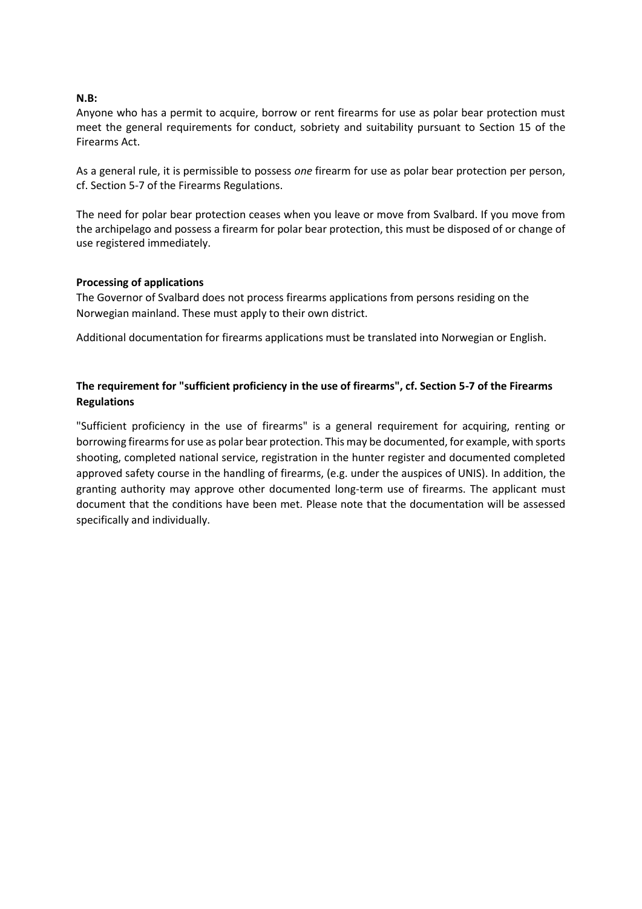**N.B:**

Anyone who has a permit to acquire, borrow or rent firearms for use as polar bear protection must meet the general requirements for conduct, sobriety and suitability pursuant to Section 15 of the Firearms Act.

As a general rule, it is permissible to possess *one* firearm for use as polar bear protection per person, cf. Section 5-7 of the Firearms Regulations.

The need for polar bear protection ceases when you leave or move from Svalbard. If you move from the archipelago and possess a firearm for polar bear protection, this must be disposed of or change of use registered immediately.

**Processing of applications**

The Governor of Svalbard does not process firearms applications from persons residing on the Norwegian mainland. These must apply to their own district.

Additional documentation for firearms applications must be translated into Norwegian or English.

**The requirement for "sufficient proficiency in the use of firearms", cf. Section 5-7 of the Firearms Regulations**

"Sufficient proficiency in the use of firearms" is a general requirement for acquiring, renting or borrowing firearms for use as polar bear protection. This may be documented, for example, with sports shooting, completed national service, registration in the hunter register and documented completed approved safety course in the handling of firearms, (e.g. under the auspices of UNIS). In addition, the granting authority may approve other documented long-term use of firearms. The applicant must document that the conditions have been met. Please note that the documentation will be assessed specifically and individually.